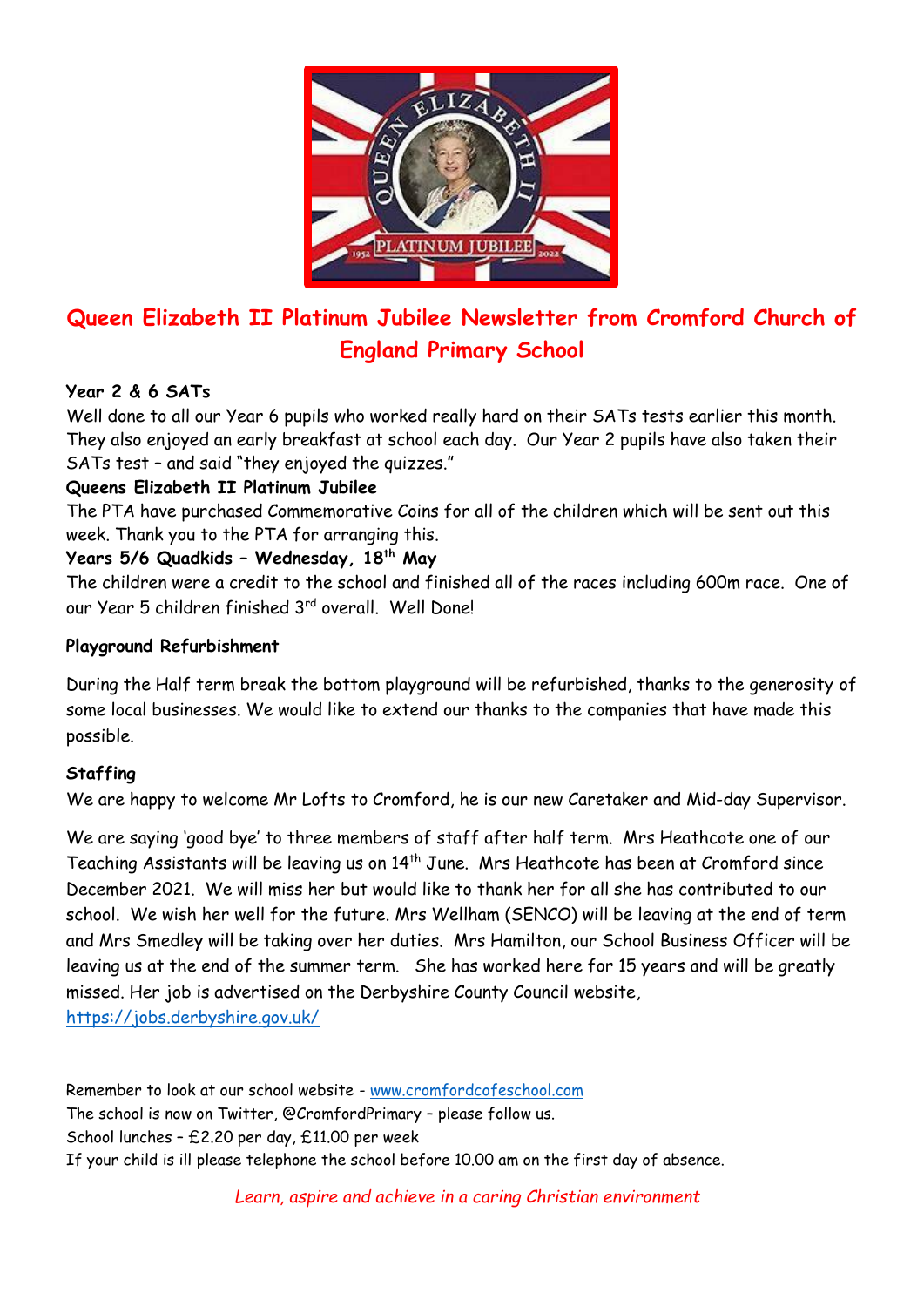# Queen Elizabeth II Platinum Jubilee Newsletter from Cromford Church of England Primary School

**Year 2 & 6 SATs**

Well done to all our Year 6 pupils who worked really hard on their SATs tests earlier this month. They also enjoyed an early breakfast at school each day. Our Year 2 pupils have also taken their SATs test – and said "they enjoyed the quizzes."

**Queens Elizabeth II Platinum Jubilee**

The PTA have purchased Commemorative Coins for all of the children which will be sent out this week. Thank you to the PTA for arranging this.

**Years 5/6 Quadkids – Wednesday, 18th May**

The children were a credit to the school and finished all of the races including 600m race. One of our Year 5 children finished 3rd overall. Well Done!

**Playground Refurbishment**

During the Half term break the bottom playground will be refurbished, thanks to the generosity of some local businesses. We would like to extend our thanks to the companies that have made this possible.

**Staffing**

We are happy to welcome Mr Lofts to Cromford, he is our new Caretaker and Mid-day Supervisor.

We are saying 'good bye' to three members of staff after half term. Mrs Heathcote one of our Teaching Assistants will be leaving us on 14th June. Mrs Heathcote has been at Cromford since December 2021. We will miss her but would like to thank her for all she has contributed to our school. We wish her well for the future. Mrs Wellham (SENCO) will be leaving at the end of term and Mrs Smedley will be taking over her duties. Mrs Hamilton, our School Business Officer will be leaving us at the end of the summer term. She has worked here for 15 years and will be greatly missed. Her job is advertised on the Derbyshire County Council website, https://jobs.derbyshire.gov.uk/

Remember to look at our school website - www.cromfordcofeschool.com
The school is now on Twitter, @CromfordPrimary – please follow us.
School lunches – £2.20 per day, £11.00 per week
If your child is ill please telephone the school before 10.00 am on the first day of absence.

*Learn, aspire and achieve in a caring Christian environment*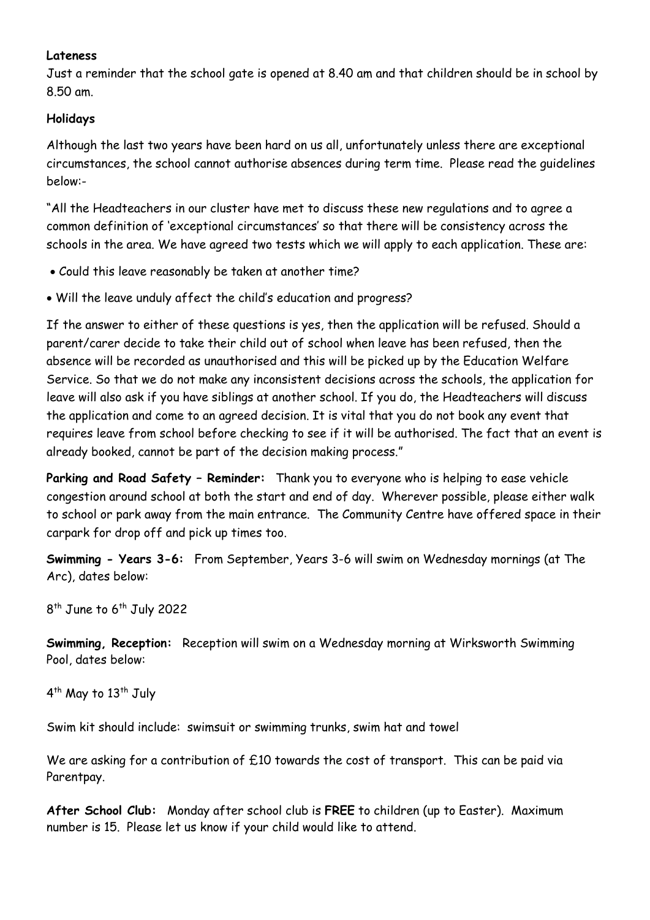**Lateness**

Just a reminder that the school gate is opened at 8.40 am and that children should be in school by 8.50 am.

**Holidays**

Although the last two years have been hard on us all, unfortunately unless there are exceptional circumstances, the school cannot authorise absences during term time. Please read the guidelines below:-

"All the Headteachers in our cluster have met to discuss these new regulations and to agree a common definition of 'exceptional circumstances' so that there will be consistency across the schools in the area. We have agreed two tests which we will apply to each application. These are:

- Could this leave reasonably be taken at another time?
- Will the leave unduly affect the child's education and progress?

If the answer to either of these questions is yes, then the application will be refused. Should a parent/carer decide to take their child out of school when leave has been refused, then the absence will be recorded as unauthorised and this will be picked up by the Education Welfare Service. So that we do not make any inconsistent decisions across the schools, the application for leave will also ask if you have siblings at another school. If you do, the Headteachers will discuss the application and come to an agreed decision. It is vital that you do not book any event that requires leave from school before checking to see if it will be authorised. The fact that an event is already booked, cannot be part of the decision making process."

**Parking and Road Safety – Reminder:** Thank you to everyone who is helping to ease vehicle congestion around school at both the start and end of day. Wherever possible, please either walk to school or park away from the main entrance. The Community Centre have offered space in their carpark for drop off and pick up times too.

**Swimming - Years 3-6:** From September, Years 3-6 will swim on Wednesday mornings (at The Arc), dates below:

8th June to 6th July 2022

**Swimming, Reception:** Reception will swim on a Wednesday morning at Wirksworth Swimming Pool, dates below:

4th May to 13th July

Swim kit should include: swimsuit or swimming trunks, swim hat and towel

We are asking for a contribution of £10 towards the cost of transport. This can be paid via Parentpay.

**After School Club:** Monday after school club is **FREE** to children (up to Easter). Maximum number is 15. Please let us know if your child would like to attend.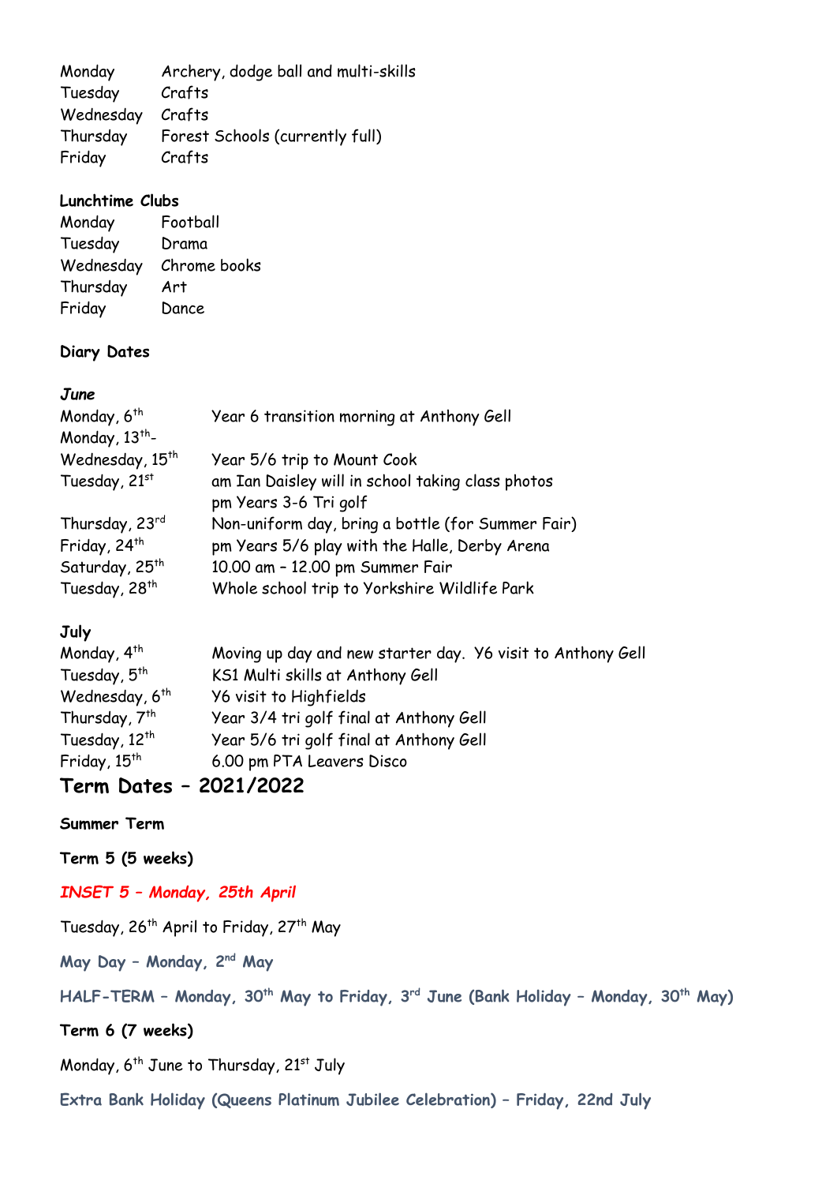| | |
|---|---|
| Monday | Archery, dodge ball and multi-skills |
| Tuesday | Crafts |
| Wednesday | Crafts |
| Thursday | Forest Schools (currently full) |
| Friday | Crafts |

**Lunchtime Clubs**

| | |
|---|---|
| Monday | Football |
| Tuesday | Drama |
| Wednesday | Chrome books |
| Thursday | Art |
| Friday | Dance |

**Diary Dates**

***June***

| | |
|---|---|
| Monday, 6th | Year 6 transition morning at Anthony Gell |
| Monday, 13th- Wednesday, 15th | Year 5/6 trip to Mount Cook |
| Tuesday, 21st | am Ian Daisley will in school taking class photos<br>pm Years 3-6 Tri golf |
| Thursday, 23rd | Non-uniform day, bring a bottle (for Summer Fair) |
| Friday, 24th | pm Years 5/6 play with the Halle, Derby Arena |
| Saturday, 25th | 10.00 am – 12.00 pm Summer Fair |
| Tuesday, 28th | Whole school trip to Yorkshire Wildlife Park |

**July**

| | |
|---|---|
| Monday, 4th | Moving up day and new starter day. Y6 visit to Anthony Gell |
| Tuesday, 5th | KS1 Multi skills at Anthony Gell |
| Wednesday, 6th | Y6 visit to Highfields |
| Thursday, 7th | Year 3/4 tri golf final at Anthony Gell |
| Tuesday, 12th | Year 5/6 tri golf final at Anthony Gell |
| Friday, 15th | 6.00 pm PTA Leavers Disco |

## Term Dates – 2021/2022

**Summer Term**

**Term 5 (5 weeks)**

***INSET 5 – Monday, 25th April***

Tuesday, 26th April to Friday, 27th May

**May Day – Monday, 2nd May**

**HALF-TERM – Monday, 30th May to Friday, 3rd June (Bank Holiday – Monday, 30th May)**

**Term 6 (7 weeks)**

Monday, 6th June to Thursday, 21st July

**Extra Bank Holiday (Queens Platinum Jubilee Celebration) – Friday, 22nd July**